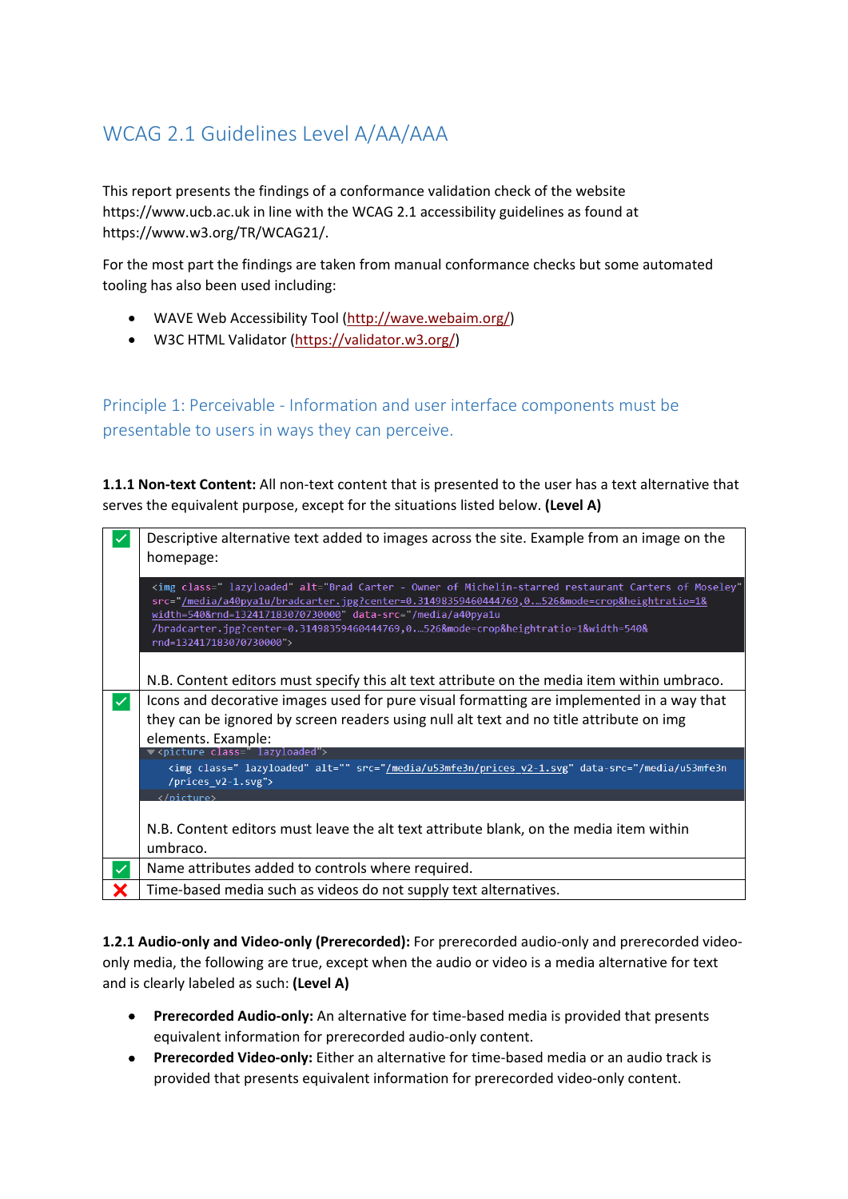# WCAG 2.1 Guidelines Level A/AA/AAA

This report presents the findings of a conformance validation check of the website https://www.ucb.ac.uk in line with the WCAG 2.1 accessibility guidelines as found at https://www.w3.org/TR/WCAG21/.

For the most part the findings are taken from manual conformance checks but some automated tooling has also been used including:

- WAVE Web Accessibility Tool (http://wave.webaim.org/)
- W3C HTML Validator (https://validator.w3.org/)

## Principle 1: Perceivable - Information and user interface components must be presentable to users in ways they can perceive.

**1.1.1 Non-text Content:** All non-text content that is presented to the user has a text alternative that serves the equivalent purpose, except for the situations listed below. **(Level A)**

| | |
|---|---|
| ✅ | Descriptive alternative text added to images across the site. Example from an image on the homepage: `<img class=" lazyloaded" alt="Brad Carter - Owner of Michelin-starred restaurant Carters of Moseley" src="/media/a40pya1u/bradcarter.jpg?center=0.31498359460444769,0.…526&mode=crop&heightratio=1&width=540&rnd=132417183070730000" data-src="/media/a40pya1u/bradcarter.jpg?center=0.31498359460444769,0.…526&mode=crop&heightratio=1&width=540&rnd=132417183070730000">` N.B. Content editors must specify this alt text attribute on the media item within umbraco. |
| ✅ | Icons and decorative images used for pure visual formatting are implemented in a way that they can be ignored by screen readers using null alt text and no title attribute on img elements. Example: `<picture class=" lazyloaded"> <img class=" lazyloaded" alt="" src="/media/u53mfe3n/prices_v2-1.svg" data-src="/media/u53mfe3n/prices_v2-1.svg"> </picture>` N.B. Content editors must leave the alt text attribute blank, on the media item within umbraco. |
| ✅ | Name attributes added to controls where required. |
| ❌ | Time-based media such as videos do not supply text alternatives. |

**1.2.1 Audio-only and Video-only (Prerecorded):** For prerecorded audio-only and prerecorded video-only media, the following are true, except when the audio or video is a media alternative for text and is clearly labeled as such: **(Level A)**

- **Prerecorded Audio-only:** An alternative for time-based media is provided that presents equivalent information for prerecorded audio-only content.
- **Prerecorded Video-only:** Either an alternative for time-based media or an audio track is provided that presents equivalent information for prerecorded video-only content.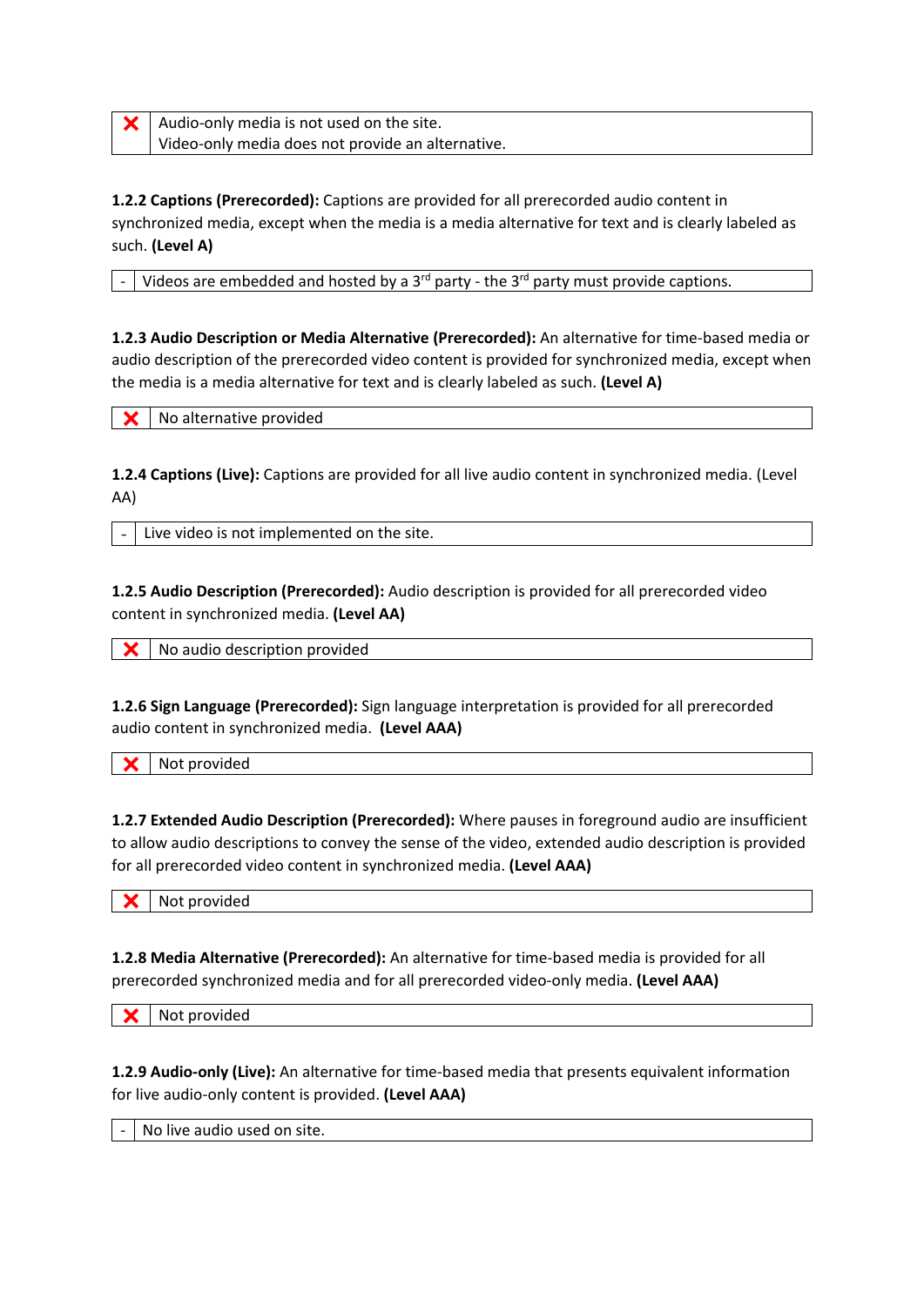| ❌ | Audio-only media is not used on the site.<br>Video-only media does not provide an alternative. |
|---|---|

**1.2.2 Captions (Prerecorded):** Captions are provided for all prerecorded audio content in synchronized media, except when the media is a media alternative for text and is clearly labeled as such. **(Level A)**

| - | Videos are embedded and hosted by a 3rd party - the 3rd party must provide captions. |
|---|---|

**1.2.3 Audio Description or Media Alternative (Prerecorded):** An alternative for time-based media or audio description of the prerecorded video content is provided for synchronized media, except when the media is a media alternative for text and is clearly labeled as such. **(Level A)**

| ❌ | No alternative provided |
|---|---|

**1.2.4 Captions (Live):** Captions are provided for all live audio content in synchronized media. (Level AA)

| - | Live video is not implemented on the site. |
|---|---|

**1.2.5 Audio Description (Prerecorded):** Audio description is provided for all prerecorded video content in synchronized media. **(Level AA)**

| ❌ | No audio description provided |
|---|---|

**1.2.6 Sign Language (Prerecorded):** Sign language interpretation is provided for all prerecorded audio content in synchronized media. **(Level AAA)**

| ❌ | Not provided |
|---|---|

**1.2.7 Extended Audio Description (Prerecorded):** Where pauses in foreground audio are insufficient to allow audio descriptions to convey the sense of the video, extended audio description is provided for all prerecorded video content in synchronized media. **(Level AAA)**

| ❌ | Not provided |
|---|---|

**1.2.8 Media Alternative (Prerecorded):** An alternative for time-based media is provided for all prerecorded synchronized media and for all prerecorded video-only media. **(Level AAA)**

| ❌ | Not provided |
|---|---|

**1.2.9 Audio-only (Live):** An alternative for time-based media that presents equivalent information for live audio-only content is provided. **(Level AAA)**

| - | No live audio used on site. |
|---|---|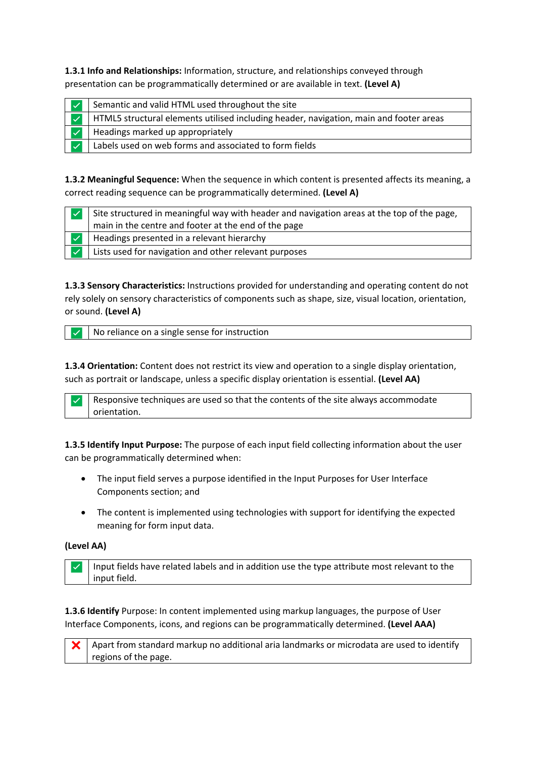**1.3.1 Info and Relationships:** Information, structure, and relationships conveyed through presentation can be programmatically determined or are available in text. **(Level A)**

| | |
|---|---|
| ✅ | Semantic and valid HTML used throughout the site |
| ✅ | HTML5 structural elements utilised including header, navigation, main and footer areas |
| ✅ | Headings marked up appropriately |
| ✅ | Labels used on web forms and associated to form fields |

**1.3.2 Meaningful Sequence:** When the sequence in which content is presented affects its meaning, a correct reading sequence can be programmatically determined. **(Level A)**

| | |
|---|---|
| ✅ | Site structured in meaningful way with header and navigation areas at the top of the page, main in the centre and footer at the end of the page |
| ✅ | Headings presented in a relevant hierarchy |
| ✅ | Lists used for navigation and other relevant purposes |

**1.3.3 Sensory Characteristics:** Instructions provided for understanding and operating content do not rely solely on sensory characteristics of components such as shape, size, visual location, orientation, or sound. **(Level A)**

| | |
|---|---|
| ✅ | No reliance on a single sense for instruction |

**1.3.4 Orientation:** Content does not restrict its view and operation to a single display orientation, such as portrait or landscape, unless a specific display orientation is essential. **(Level AA)**

| | |
|---|---|
| ✅ | Responsive techniques are used so that the contents of the site always accommodate orientation. |

**1.3.5 Identify Input Purpose:** The purpose of each input field collecting information about the user can be programmatically determined when:

- The input field serves a purpose identified in the Input Purposes for User Interface Components section; and
- The content is implemented using technologies with support for identifying the expected meaning for form input data.

**(Level AA)**

| | |
|---|---|
| ✅ | Input fields have related labels and in addition use the type attribute most relevant to the input field. |

**1.3.6 Identify** Purpose: In content implemented using markup languages, the purpose of User Interface Components, icons, and regions can be programmatically determined. **(Level AAA)**

| | |
|---|---|
| ❌ | Apart from standard markup no additional aria landmarks or microdata are used to identify regions of the page. |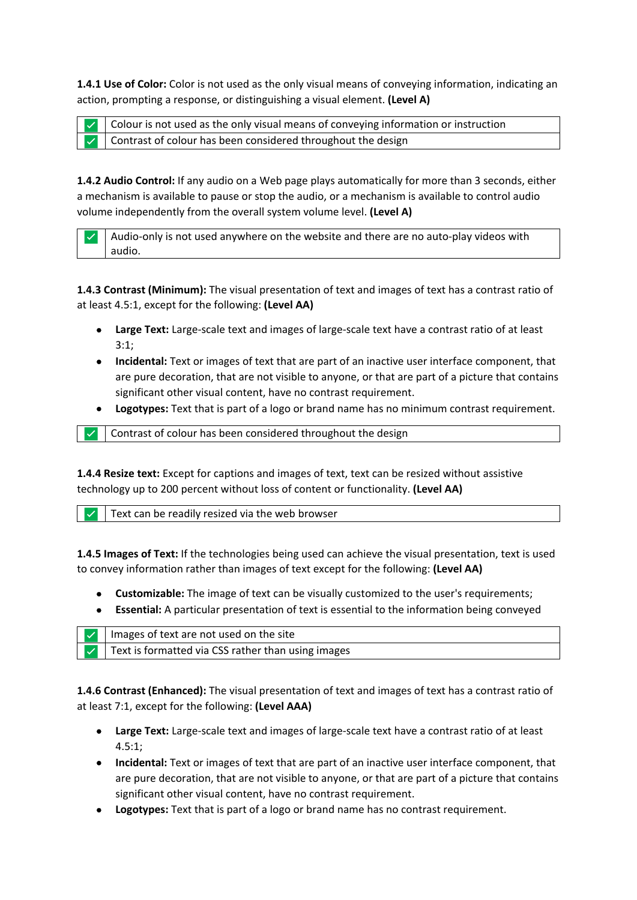**1.4.1 Use of Color:** Color is not used as the only visual means of conveying information, indicating an action, prompting a response, or distinguishing a visual element. **(Level A)**

| ✓ | Colour is not used as the only visual means of conveying information or instruction |
|---|---|
| ✓ | Contrast of colour has been considered throughout the design |

**1.4.2 Audio Control:** If any audio on a Web page plays automatically for more than 3 seconds, either a mechanism is available to pause or stop the audio, or a mechanism is available to control audio volume independently from the overall system volume level. **(Level A)**

| ✓ | Audio-only is not used anywhere on the website and there are no auto-play videos with audio. |
|---|---|

**1.4.3 Contrast (Minimum):** The visual presentation of text and images of text has a contrast ratio of at least 4.5:1, except for the following: **(Level AA)**

- **Large Text:** Large-scale text and images of large-scale text have a contrast ratio of at least 3:1;
- **Incidental:** Text or images of text that are part of an inactive user interface component, that are pure decoration, that are not visible to anyone, or that are part of a picture that contains significant other visual content, have no contrast requirement.
- **Logotypes:** Text that is part of a logo or brand name has no minimum contrast requirement.

| ✓ | Contrast of colour has been considered throughout the design |
|---|---|

**1.4.4 Resize text:** Except for captions and images of text, text can be resized without assistive technology up to 200 percent without loss of content or functionality. **(Level AA)**

| ✓ | Text can be readily resized via the web browser |
|---|---|

**1.4.5 Images of Text:** If the technologies being used can achieve the visual presentation, text is used to convey information rather than images of text except for the following: **(Level AA)**

- **Customizable:** The image of text can be visually customized to the user's requirements;
- **Essential:** A particular presentation of text is essential to the information being conveyed

| ✓ | Images of text are not used on the site |
|---|---|
| ✓ | Text is formatted via CSS rather than using images |

**1.4.6 Contrast (Enhanced):** The visual presentation of text and images of text has a contrast ratio of at least 7:1, except for the following: **(Level AAA)**

- **Large Text:** Large-scale text and images of large-scale text have a contrast ratio of at least 4.5:1;
- **Incidental:** Text or images of text that are part of an inactive user interface component, that are pure decoration, that are not visible to anyone, or that are part of a picture that contains significant other visual content, have no contrast requirement.
- **Logotypes:** Text that is part of a logo or brand name has no contrast requirement.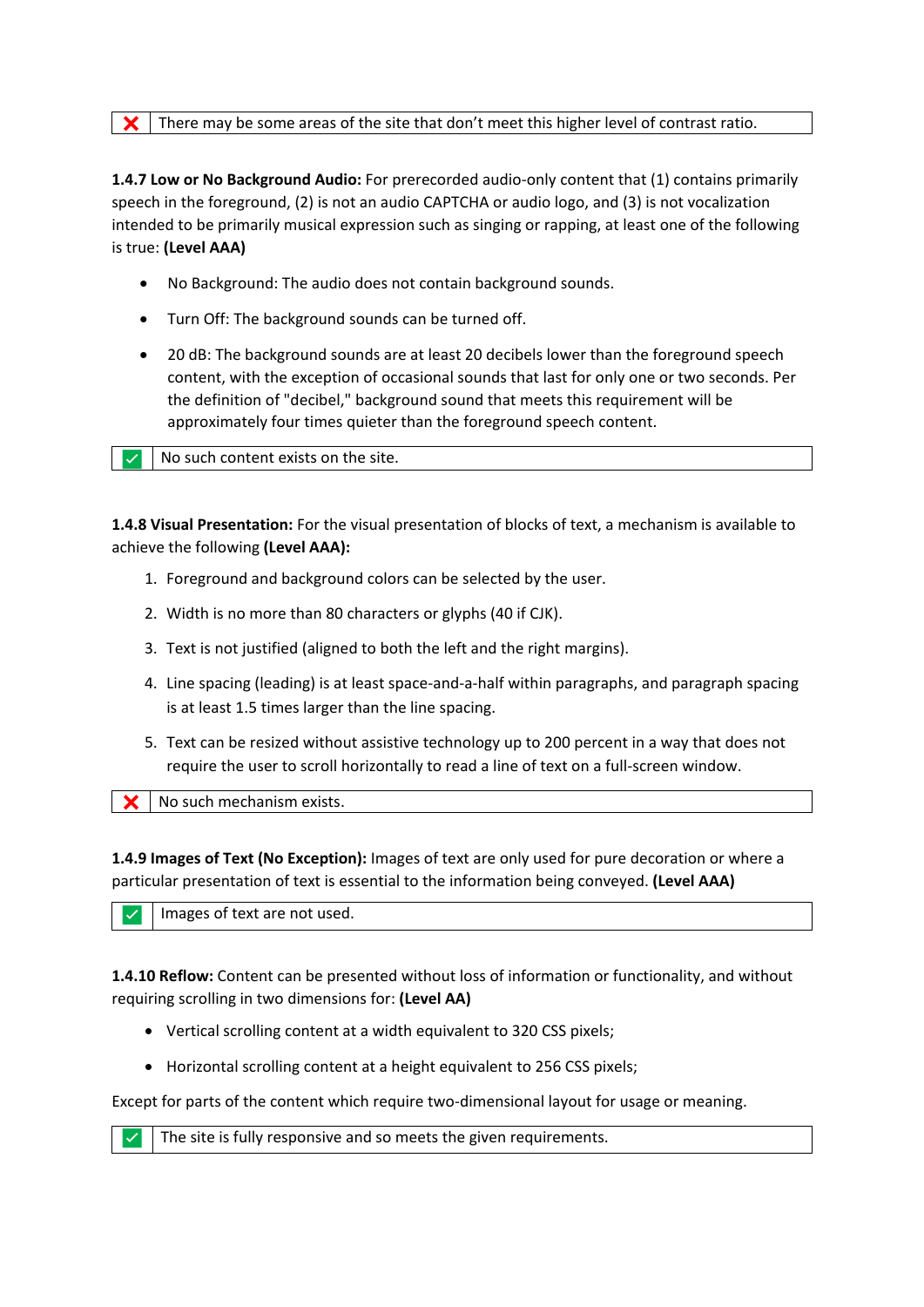| ❌ | There may be some areas of the site that don't meet this higher level of contrast ratio. |
|---|---|

**1.4.7 Low or No Background Audio:** For prerecorded audio-only content that (1) contains primarily speech in the foreground, (2) is not an audio CAPTCHA or audio logo, and (3) is not vocalization intended to be primarily musical expression such as singing or rapping, at least one of the following is true: **(Level AAA)**

- No Background: The audio does not contain background sounds.
- Turn Off: The background sounds can be turned off.
- 20 dB: The background sounds are at least 20 decibels lower than the foreground speech content, with the exception of occasional sounds that last for only one or two seconds. Per the definition of "decibel," background sound that meets this requirement will be approximately four times quieter than the foreground speech content.

| ✅ | No such content exists on the site. |
|---|---|

**1.4.8 Visual Presentation:** For the visual presentation of blocks of text, a mechanism is available to achieve the following **(Level AAA):**

1. Foreground and background colors can be selected by the user.
2. Width is no more than 80 characters or glyphs (40 if CJK).
3. Text is not justified (aligned to both the left and the right margins).
4. Line spacing (leading) is at least space-and-a-half within paragraphs, and paragraph spacing is at least 1.5 times larger than the line spacing.
5. Text can be resized without assistive technology up to 200 percent in a way that does not require the user to scroll horizontally to read a line of text on a full-screen window.

| ❌ | No such mechanism exists. |
|---|---|

**1.4.9 Images of Text (No Exception):** Images of text are only used for pure decoration or where a particular presentation of text is essential to the information being conveyed. **(Level AAA)**

| ✅ | Images of text are not used. |
|---|---|

**1.4.10 Reflow:** Content can be presented without loss of information or functionality, and without requiring scrolling in two dimensions for: **(Level AA)**

- Vertical scrolling content at a width equivalent to 320 CSS pixels;
- Horizontal scrolling content at a height equivalent to 256 CSS pixels;

Except for parts of the content which require two-dimensional layout for usage or meaning.

| ✅ | The site is fully responsive and so meets the given requirements. |
|---|---|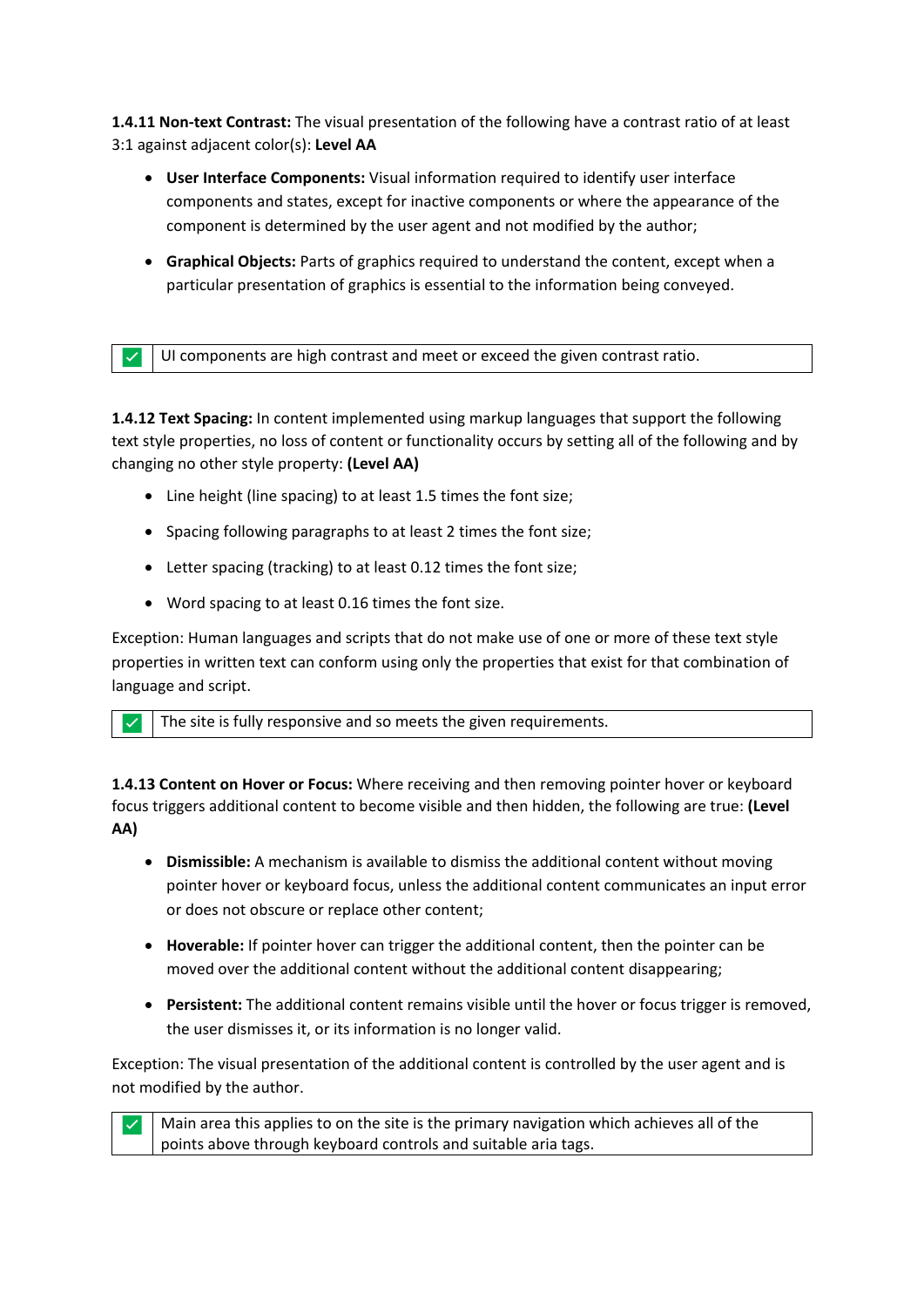**1.4.11 Non-text Contrast:** The visual presentation of the following have a contrast ratio of at least 3:1 against adjacent color(s): **Level AA**

- **User Interface Components:** Visual information required to identify user interface components and states, except for inactive components or where the appearance of the component is determined by the user agent and not modified by the author;
- **Graphical Objects:** Parts of graphics required to understand the content, except when a particular presentation of graphics is essential to the information being conveyed.

| ✓ | UI components are high contrast and meet or exceed the given contrast ratio. |
|---|---|

**1.4.12 Text Spacing:** In content implemented using markup languages that support the following text style properties, no loss of content or functionality occurs by setting all of the following and by changing no other style property: **(Level AA)**

- Line height (line spacing) to at least 1.5 times the font size;
- Spacing following paragraphs to at least 2 times the font size;
- Letter spacing (tracking) to at least 0.12 times the font size;
- Word spacing to at least 0.16 times the font size.

Exception: Human languages and scripts that do not make use of one or more of these text style properties in written text can conform using only the properties that exist for that combination of language and script.

| ✓ | The site is fully responsive and so meets the given requirements. |
|---|---|

**1.4.13 Content on Hover or Focus:** Where receiving and then removing pointer hover or keyboard focus triggers additional content to become visible and then hidden, the following are true: **(Level AA)**

- **Dismissible:** A mechanism is available to dismiss the additional content without moving pointer hover or keyboard focus, unless the additional content communicates an input error or does not obscure or replace other content;
- **Hoverable:** If pointer hover can trigger the additional content, then the pointer can be moved over the additional content without the additional content disappearing;
- **Persistent:** The additional content remains visible until the hover or focus trigger is removed, the user dismisses it, or its information is no longer valid.

Exception: The visual presentation of the additional content is controlled by the user agent and is not modified by the author.

| ✓ | Main area this applies to on the site is the primary navigation which achieves all of the points above through keyboard controls and suitable aria tags. |
|---|---|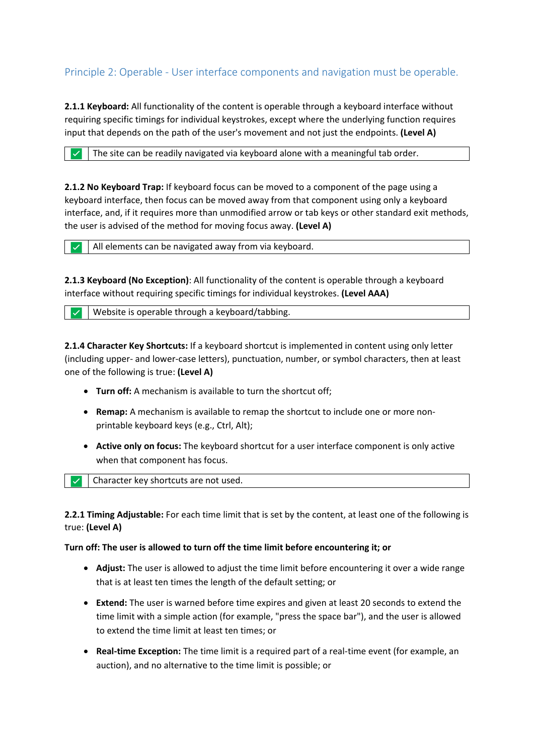## Principle 2: Operable - User interface components and navigation must be operable.

**2.1.1 Keyboard:** All functionality of the content is operable through a keyboard interface without requiring specific timings for individual keystrokes, except where the underlying function requires input that depends on the path of the user's movement and not just the endpoints. **(Level A)**

| ✓ | The site can be readily navigated via keyboard alone with a meaningful tab order. |
|---|---|

**2.1.2 No Keyboard Trap:** If keyboard focus can be moved to a component of the page using a keyboard interface, then focus can be moved away from that component using only a keyboard interface, and, if it requires more than unmodified arrow or tab keys or other standard exit methods, the user is advised of the method for moving focus away. **(Level A)**

| ✓ | All elements can be navigated away from via keyboard. |
|---|---|

**2.1.3 Keyboard (No Exception)**: All functionality of the content is operable through a keyboard interface without requiring specific timings for individual keystrokes. **(Level AAA)**

| ✓ | Website is operable through a keyboard/tabbing. |
|---|---|

**2.1.4 Character Key Shortcuts:** If a keyboard shortcut is implemented in content using only letter (including upper- and lower-case letters), punctuation, number, or symbol characters, then at least one of the following is true: **(Level A)**

- **Turn off:** A mechanism is available to turn the shortcut off;
- **Remap:** A mechanism is available to remap the shortcut to include one or more non-printable keyboard keys (e.g., Ctrl, Alt);
- **Active only on focus:** The keyboard shortcut for a user interface component is only active when that component has focus.

| ✓ | Character key shortcuts are not used. |
|---|---|

**2.2.1 Timing Adjustable:** For each time limit that is set by the content, at least one of the following is true: **(Level A)**

**Turn off: The user is allowed to turn off the time limit before encountering it; or**

- **Adjust:** The user is allowed to adjust the time limit before encountering it over a wide range that is at least ten times the length of the default setting; or
- **Extend:** The user is warned before time expires and given at least 20 seconds to extend the time limit with a simple action (for example, "press the space bar"), and the user is allowed to extend the time limit at least ten times; or
- **Real-time Exception:** The time limit is a required part of a real-time event (for example, an auction), and no alternative to the time limit is possible; or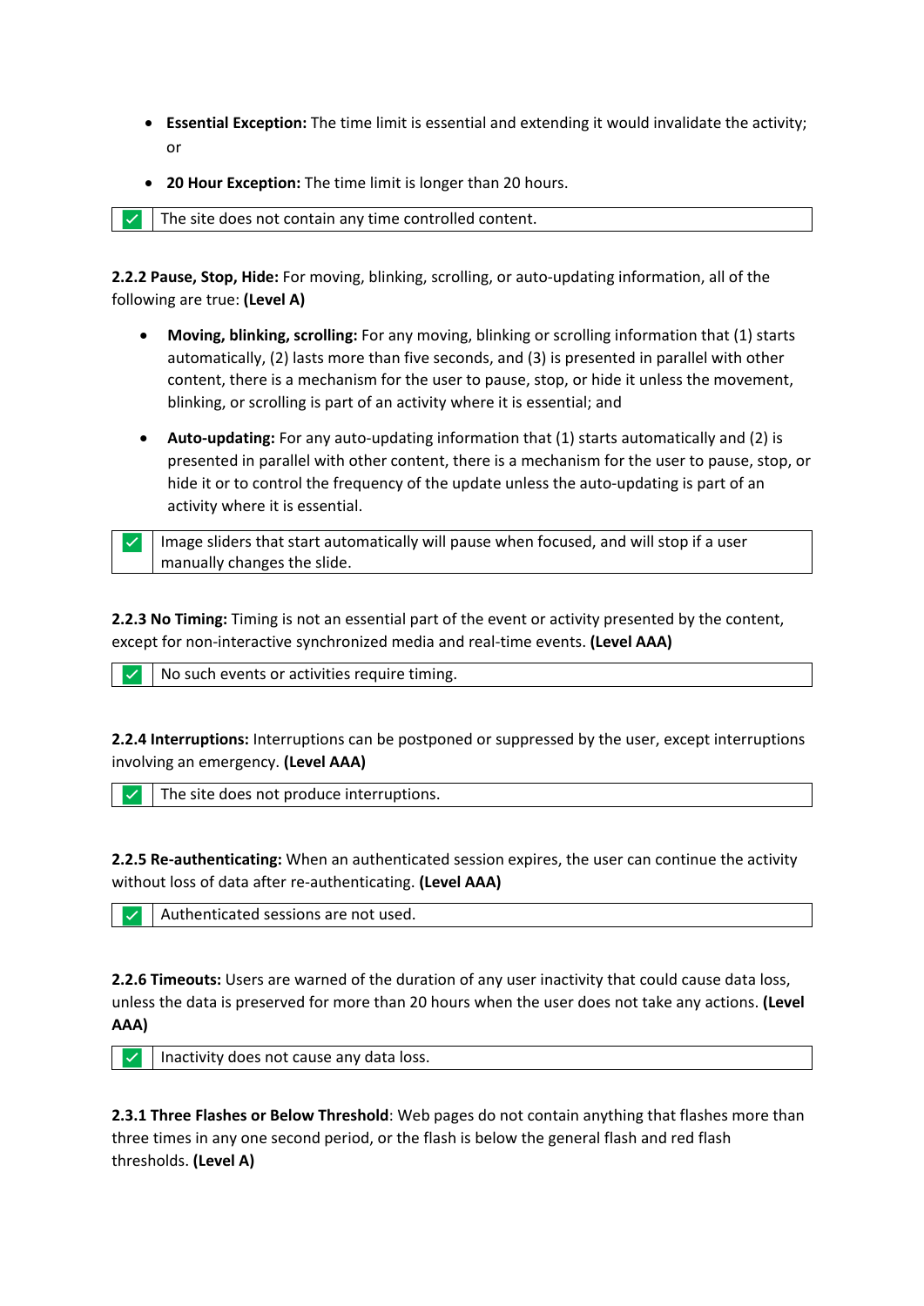- **Essential Exception:** The time limit is essential and extending it would invalidate the activity; or
- **20 Hour Exception:** The time limit is longer than 20 hours.

| ✓ | The site does not contain any time controlled content. |
|---|---|

**2.2.2 Pause, Stop, Hide:** For moving, blinking, scrolling, or auto-updating information, all of the following are true: **(Level A)**

- **Moving, blinking, scrolling:** For any moving, blinking or scrolling information that (1) starts automatically, (2) lasts more than five seconds, and (3) is presented in parallel with other content, there is a mechanism for the user to pause, stop, or hide it unless the movement, blinking, or scrolling is part of an activity where it is essential; and
- **Auto-updating:** For any auto-updating information that (1) starts automatically and (2) is presented in parallel with other content, there is a mechanism for the user to pause, stop, or hide it or to control the frequency of the update unless the auto-updating is part of an activity where it is essential.

| ✓ | Image sliders that start automatically will pause when focused, and will stop if a user manually changes the slide. |
|---|---|

**2.2.3 No Timing:** Timing is not an essential part of the event or activity presented by the content, except for non-interactive synchronized media and real-time events. **(Level AAA)**

| ✓ | No such events or activities require timing. |
|---|---|

**2.2.4 Interruptions:** Interruptions can be postponed or suppressed by the user, except interruptions involving an emergency. **(Level AAA)**

| ✓ | The site does not produce interruptions. |
|---|---|

**2.2.5 Re-authenticating:** When an authenticated session expires, the user can continue the activity without loss of data after re-authenticating. **(Level AAA)**

| ✓ | Authenticated sessions are not used. |
|---|---|

**2.2.6 Timeouts:** Users are warned of the duration of any user inactivity that could cause data loss, unless the data is preserved for more than 20 hours when the user does not take any actions. **(Level AAA)**

| ✓ | Inactivity does not cause any data loss. |
|---|---|

**2.3.1 Three Flashes or Below Threshold**: Web pages do not contain anything that flashes more than three times in any one second period, or the flash is below the general flash and red flash thresholds. **(Level A)**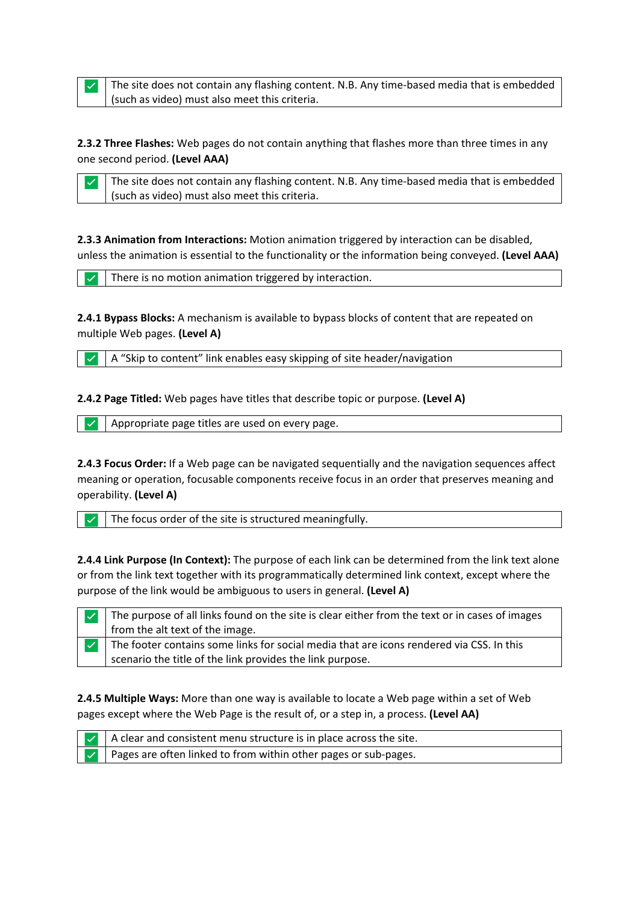| ✓ | The site does not contain any flashing content. N.B. Any time-based media that is embedded (such as video) must also meet this criteria. |
|---|---|

**2.3.2 Three Flashes:** Web pages do not contain anything that flashes more than three times in any one second period. **(Level AAA)**

| ✓ | The site does not contain any flashing content. N.B. Any time-based media that is embedded (such as video) must also meet this criteria. |
|---|---|

**2.3.3 Animation from Interactions:** Motion animation triggered by interaction can be disabled, unless the animation is essential to the functionality or the information being conveyed. **(Level AAA)**

| ✓ | There is no motion animation triggered by interaction. |
|---|---|

**2.4.1 Bypass Blocks:** A mechanism is available to bypass blocks of content that are repeated on multiple Web pages. **(Level A)**

| ✓ | A "Skip to content" link enables easy skipping of site header/navigation |
|---|---|

**2.4.2 Page Titled:** Web pages have titles that describe topic or purpose. **(Level A)**

| ✓ | Appropriate page titles are used on every page. |
|---|---|

**2.4.3 Focus Order:** If a Web page can be navigated sequentially and the navigation sequences affect meaning or operation, focusable components receive focus in an order that preserves meaning and operability. **(Level A)**

| ✓ | The focus order of the site is structured meaningfully. |
|---|---|

**2.4.4 Link Purpose (In Context):** The purpose of each link can be determined from the link text alone or from the link text together with its programmatically determined link context, except where the purpose of the link would be ambiguous to users in general. **(Level A)**

| ✓ | The purpose of all links found on the site is clear either from the text or in cases of images from the alt text of the image. |
|---|---|
| ✓ | The footer contains some links for social media that are icons rendered via CSS. In this scenario the title of the link provides the link purpose. |

**2.4.5 Multiple Ways:** More than one way is available to locate a Web page within a set of Web pages except where the Web Page is the result of, or a step in, a process. **(Level AA)**

| ✓ | A clear and consistent menu structure is in place across the site. |
|---|---|
| ✓ | Pages are often linked to from within other pages or sub-pages. |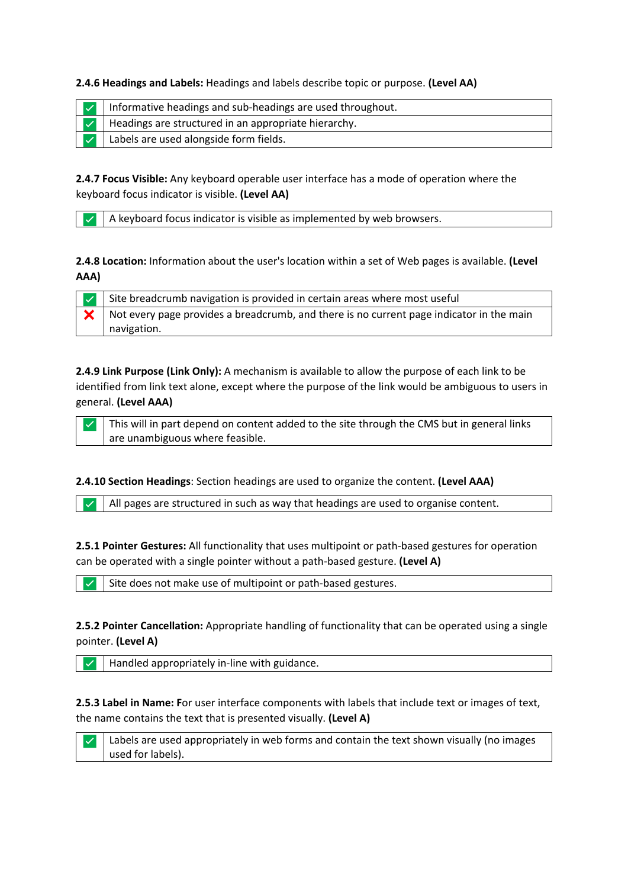**2.4.6 Headings and Labels:** Headings and labels describe topic or purpose. **(Level AA)**

| | |
|---|---|
| ✅ | Informative headings and sub-headings are used throughout. |
| ✅ | Headings are structured in an appropriate hierarchy. |
| ✅ | Labels are used alongside form fields. |

**2.4.7 Focus Visible:** Any keyboard operable user interface has a mode of operation where the keyboard focus indicator is visible. **(Level AA)**

| | |
|---|---|
| ✅ | A keyboard focus indicator is visible as implemented by web browsers. |

**2.4.8 Location:** Information about the user's location within a set of Web pages is available. **(Level AAA)**

| | |
|---|---|
| ✅ | Site breadcrumb navigation is provided in certain areas where most useful |
| ❌ | Not every page provides a breadcrumb, and there is no current page indicator in the main navigation. |

**2.4.9 Link Purpose (Link Only):** A mechanism is available to allow the purpose of each link to be identified from link text alone, except where the purpose of the link would be ambiguous to users in general. **(Level AAA)**

| | |
|---|---|
| ✅ | This will in part depend on content added to the site through the CMS but in general links are unambiguous where feasible. |

**2.4.10 Section Headings**: Section headings are used to organize the content. **(Level AAA)**

| | |
|---|---|
| ✅ | All pages are structured in such as way that headings are used to organise content. |

**2.5.1 Pointer Gestures:** All functionality that uses multipoint or path-based gestures for operation can be operated with a single pointer without a path-based gesture. **(Level A)**

| | |
|---|---|
| ✅ | Site does not make use of multipoint or path-based gestures. |

**2.5.2 Pointer Cancellation:** Appropriate handling of functionality that can be operated using a single pointer. **(Level A)**

| | |
|---|---|
| ✅ | Handled appropriately in-line with guidance. |

**2.5.3 Label in Name:** For user interface components with labels that include text or images of text, the name contains the text that is presented visually. **(Level A)**

| | |
|---|---|
| ✅ | Labels are used appropriately in web forms and contain the text shown visually (no images used for labels). |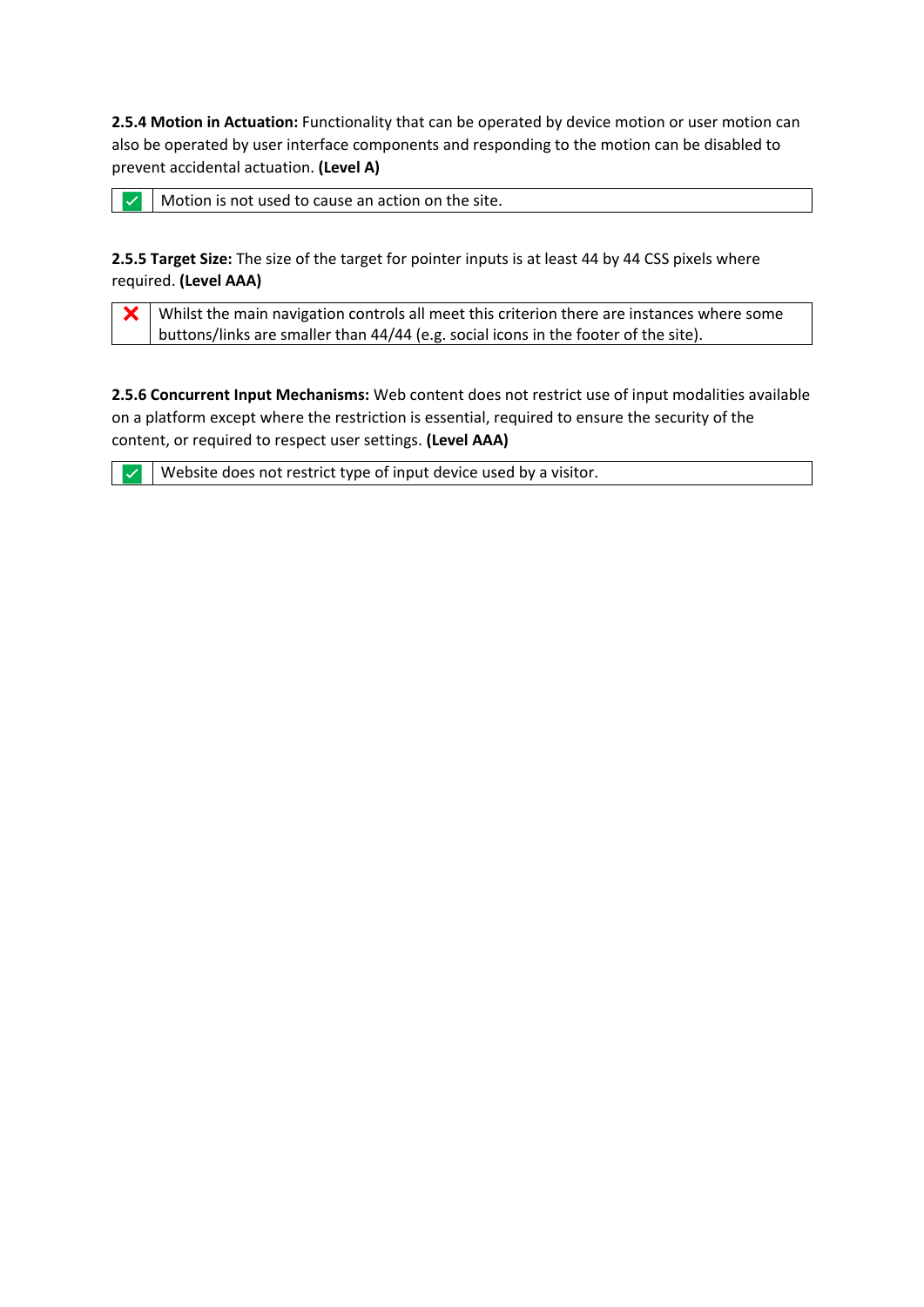**2.5.4 Motion in Actuation:** Functionality that can be operated by device motion or user motion can also be operated by user interface components and responding to the motion can be disabled to prevent accidental actuation. **(Level A)**

| ✅ | Motion is not used to cause an action on the site. |
|---|---|

**2.5.5 Target Size:** The size of the target for pointer inputs is at least 44 by 44 CSS pixels where required. **(Level AAA)**

| ❌ | Whilst the main navigation controls all meet this criterion there are instances where some buttons/links are smaller than 44/44 (e.g. social icons in the footer of the site). |
|---|---|

**2.5.6 Concurrent Input Mechanisms:** Web content does not restrict use of input modalities available on a platform except where the restriction is essential, required to ensure the security of the content, or required to respect user settings. **(Level AAA)**

| ✅ | Website does not restrict type of input device used by a visitor. |
|---|---|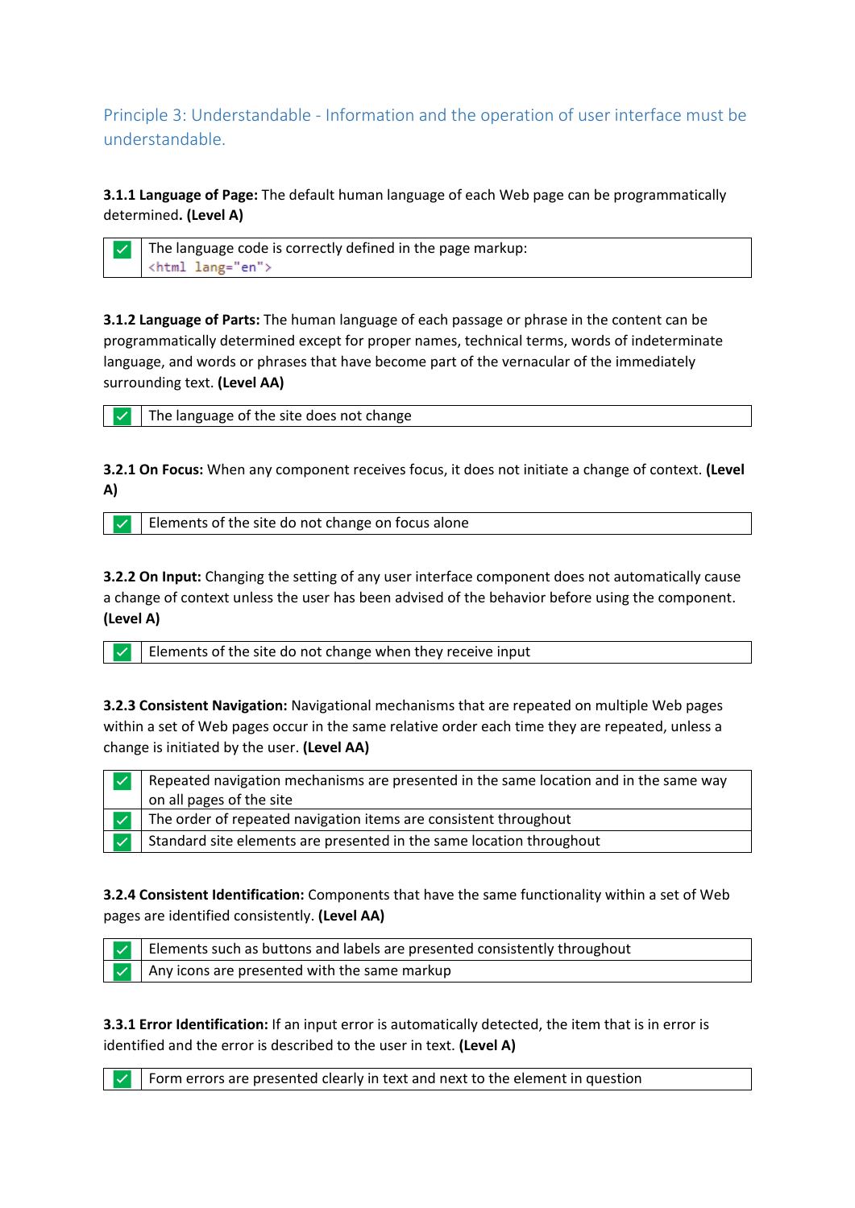## Principle 3: Understandable - Information and the operation of user interface must be understandable.

**3.1.1 Language of Page:** The default human language of each Web page can be programmatically determined**.** **(Level A)**

| | |
|---|---|
| ✅ | The language code is correctly defined in the page markup: `<html lang="en">` |

**3.1.2 Language of Parts:** The human language of each passage or phrase in the content can be programmatically determined except for proper names, technical terms, words of indeterminate language, and words or phrases that have become part of the vernacular of the immediately surrounding text. **(Level AA)**

| | |
|---|---|
| ✅ | The language of the site does not change |

**3.2.1 On Focus:** When any component receives focus, it does not initiate a change of context. **(Level A)**

| | |
|---|---|
| ✅ | Elements of the site do not change on focus alone |

**3.2.2 On Input:** Changing the setting of any user interface component does not automatically cause a change of context unless the user has been advised of the behavior before using the component. **(Level A)**

| | |
|---|---|
| ✅ | Elements of the site do not change when they receive input |

**3.2.3 Consistent Navigation:** Navigational mechanisms that are repeated on multiple Web pages within a set of Web pages occur in the same relative order each time they are repeated, unless a change is initiated by the user. **(Level AA)**

| | |
|---|---|
| ✅ | Repeated navigation mechanisms are presented in the same location and in the same way on all pages of the site |
| ✅ | The order of repeated navigation items are consistent throughout |
| ✅ | Standard site elements are presented in the same location throughout |

**3.2.4 Consistent Identification:** Components that have the same functionality within a set of Web pages are identified consistently. **(Level AA)**

| | |
|---|---|
| ✅ | Elements such as buttons and labels are presented consistently throughout |
| ✅ | Any icons are presented with the same markup |

**3.3.1 Error Identification:** If an input error is automatically detected, the item that is in error is identified and the error is described to the user in text. **(Level A)**

| | |
|---|---|
| ✅ | Form errors are presented clearly in text and next to the element in question |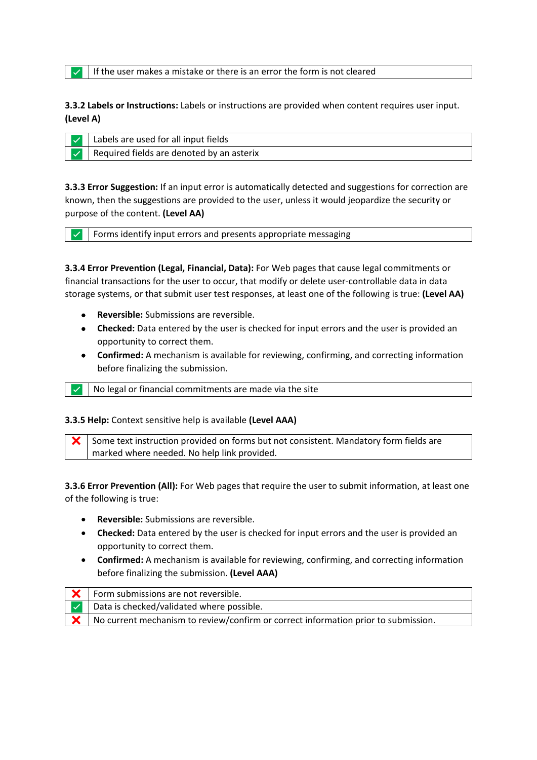| | |
|---|---|
| ✅ | If the user makes a mistake or there is an error the form is not cleared |

**3.3.2 Labels or Instructions:** Labels or instructions are provided when content requires user input. **(Level A)**

| | |
|---|---|
| ✅ | Labels are used for all input fields |
| ✅ | Required fields are denoted by an asterix |

**3.3.3 Error Suggestion:** If an input error is automatically detected and suggestions for correction are known, then the suggestions are provided to the user, unless it would jeopardize the security or purpose of the content. **(Level AA)**

| | |
|---|---|
| ✅ | Forms identify input errors and presents appropriate messaging |

**3.3.4 Error Prevention (Legal, Financial, Data):** For Web pages that cause legal commitments or financial transactions for the user to occur, that modify or delete user-controllable data in data storage systems, or that submit user test responses, at least one of the following is true: **(Level AA)**

- **Reversible:** Submissions are reversible.
- **Checked:** Data entered by the user is checked for input errors and the user is provided an opportunity to correct them.
- **Confirmed:** A mechanism is available for reviewing, confirming, and correcting information before finalizing the submission.

| | |
|---|---|
| ✅ | No legal or financial commitments are made via the site |

**3.3.5 Help:** Context sensitive help is available **(Level AAA)**

| | |
|---|---|
| ❌ | Some text instruction provided on forms but not consistent. Mandatory form fields are marked where needed. No help link provided. |

**3.3.6 Error Prevention (All):** For Web pages that require the user to submit information, at least one of the following is true:

- **Reversible:** Submissions are reversible.
- **Checked:** Data entered by the user is checked for input errors and the user is provided an opportunity to correct them.
- **Confirmed:** A mechanism is available for reviewing, confirming, and correcting information before finalizing the submission. **(Level AAA)**

| | |
|---|---|
| ❌ | Form submissions are not reversible. |
| ✅ | Data is checked/validated where possible. |
| ❌ | No current mechanism to review/confirm or correct information prior to submission. |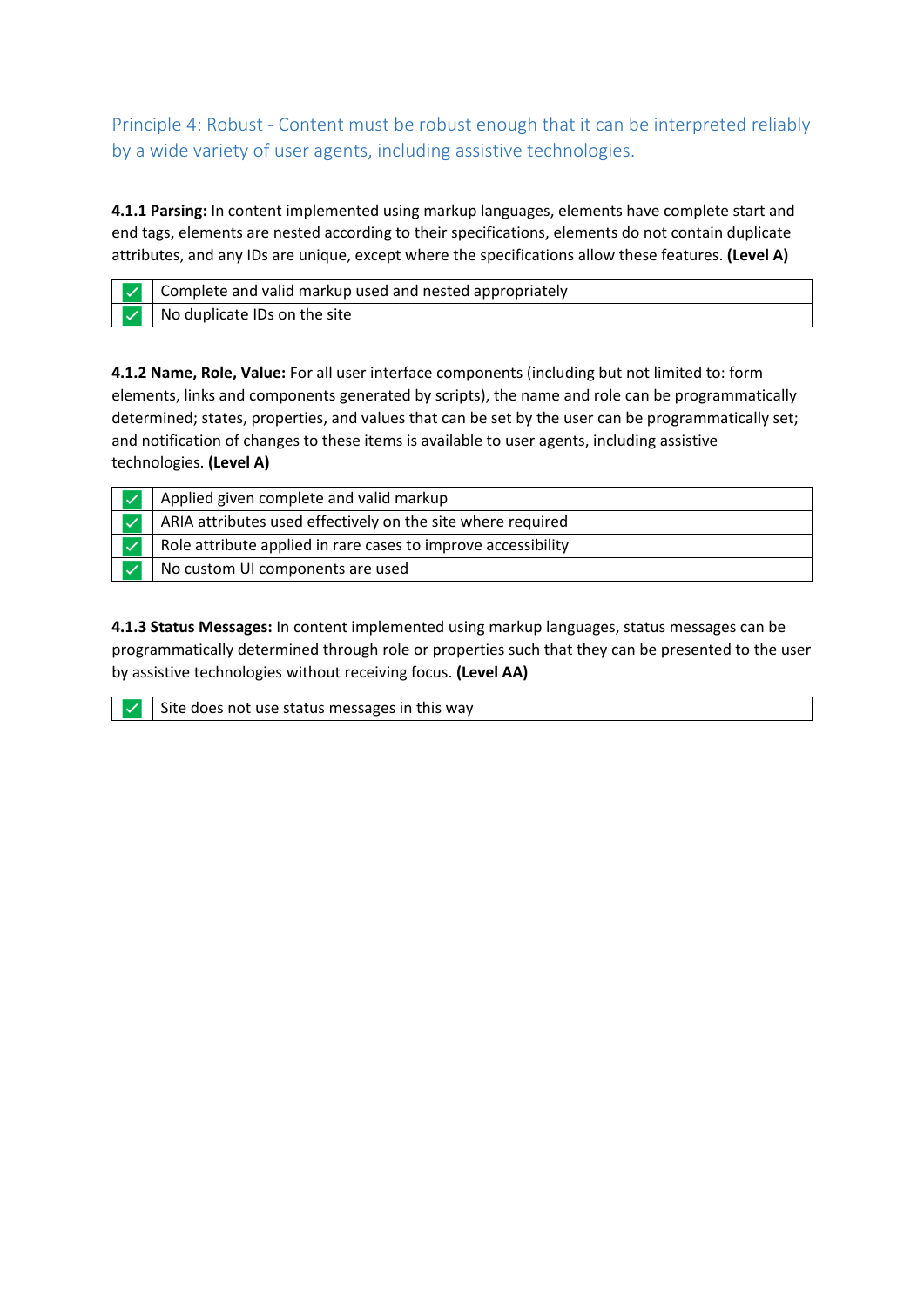## Principle 4: Robust - Content must be robust enough that it can be interpreted reliably by a wide variety of user agents, including assistive technologies.

**4.1.1 Parsing:** In content implemented using markup languages, elements have complete start and end tags, elements are nested according to their specifications, elements do not contain duplicate attributes, and any IDs are unique, except where the specifications allow these features. **(Level A)**

| | |
|---|---|
| ✓ | Complete and valid markup used and nested appropriately |
| ✓ | No duplicate IDs on the site |

**4.1.2 Name, Role, Value:** For all user interface components (including but not limited to: form elements, links and components generated by scripts), the name and role can be programmatically determined; states, properties, and values that can be set by the user can be programmatically set; and notification of changes to these items is available to user agents, including assistive technologies. **(Level A)**

| | |
|---|---|
| ✓ | Applied given complete and valid markup |
| ✓ | ARIA attributes used effectively on the site where required |
| ✓ | Role attribute applied in rare cases to improve accessibility |
| ✓ | No custom UI components are used |

**4.1.3 Status Messages:** In content implemented using markup languages, status messages can be programmatically determined through role or properties such that they can be presented to the user by assistive technologies without receiving focus. **(Level AA)**

| | |
|---|---|
| ✓ | Site does not use status messages in this way |